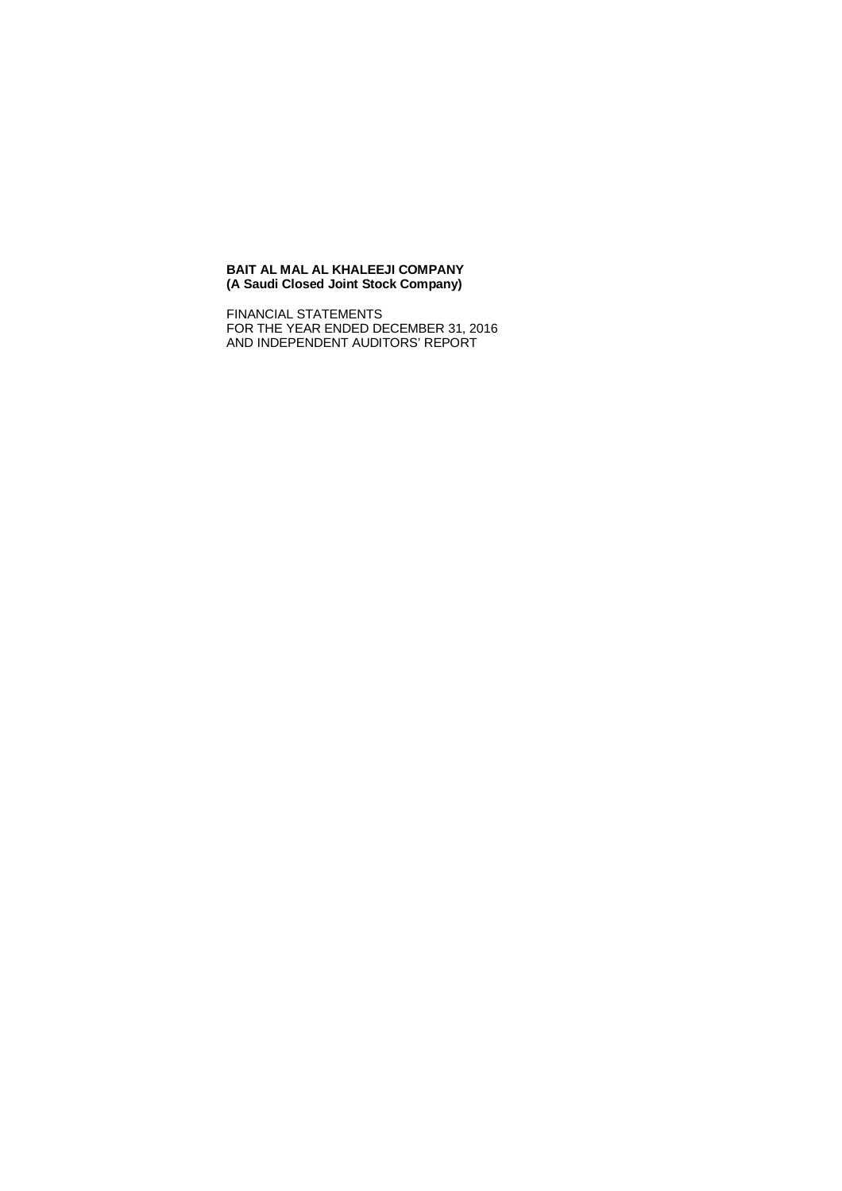**BAIT AL MAL AL KHALEEJI COMPANY**
**(A Saudi Closed Joint Stock Company)**

FINANCIAL STATEMENTS
FOR THE YEAR ENDED DECEMBER 31, 2016
AND INDEPENDENT AUDITORS' REPORT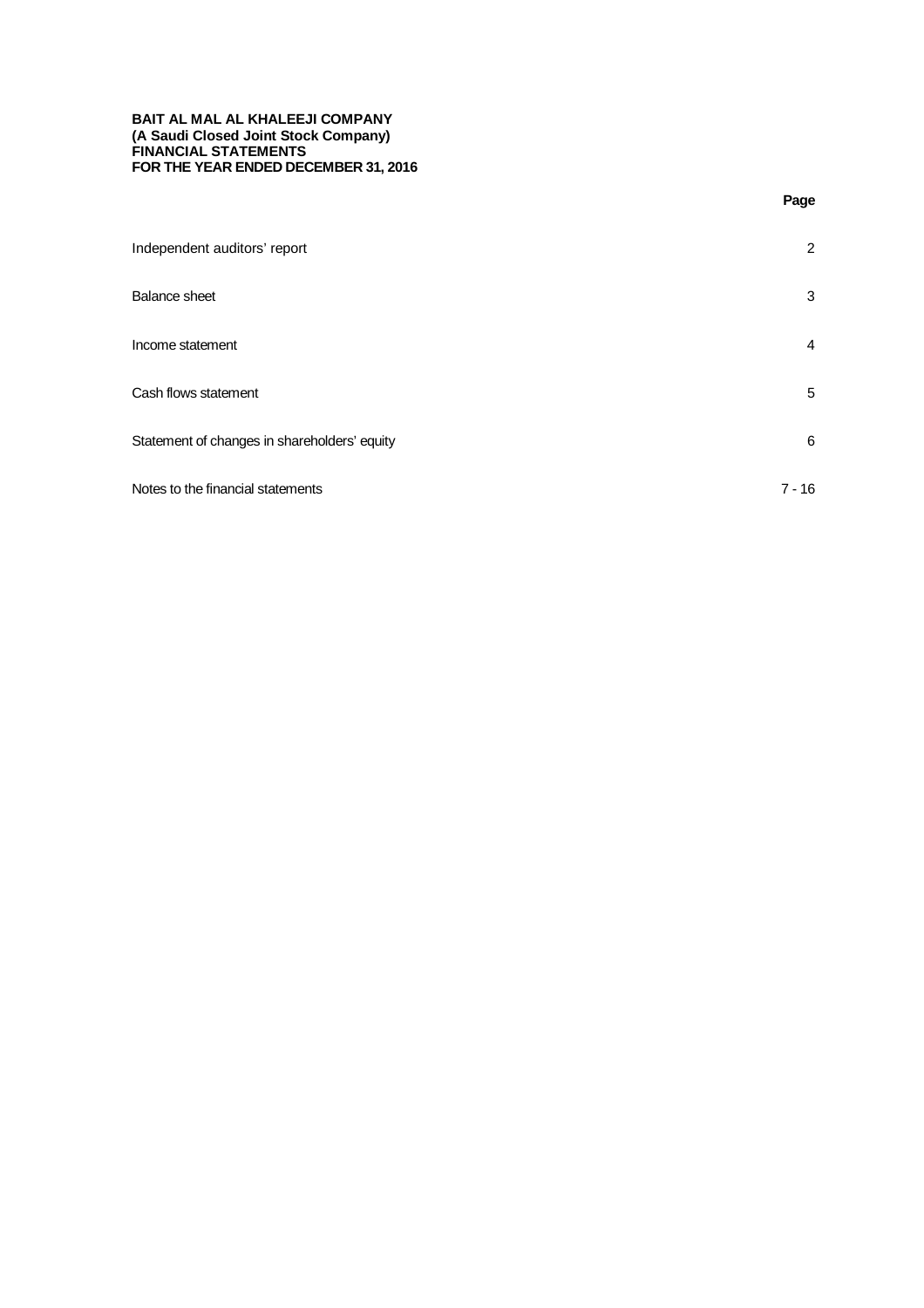**BAIT AL MAL AL KHALEEJI COMPANY**
**(A Saudi Closed Joint Stock Company)**
**FINANCIAL STATEMENTS**
**FOR THE YEAR ENDED DECEMBER 31, 2016**

| | **Page** |
|---|---|
| Independent auditors' report | 2 |
| Balance sheet | 3 |
| Income statement | 4 |
| Cash flows statement | 5 |
| Statement of changes in shareholders' equity | 6 |
| Notes to the financial statements | 7 - 16 |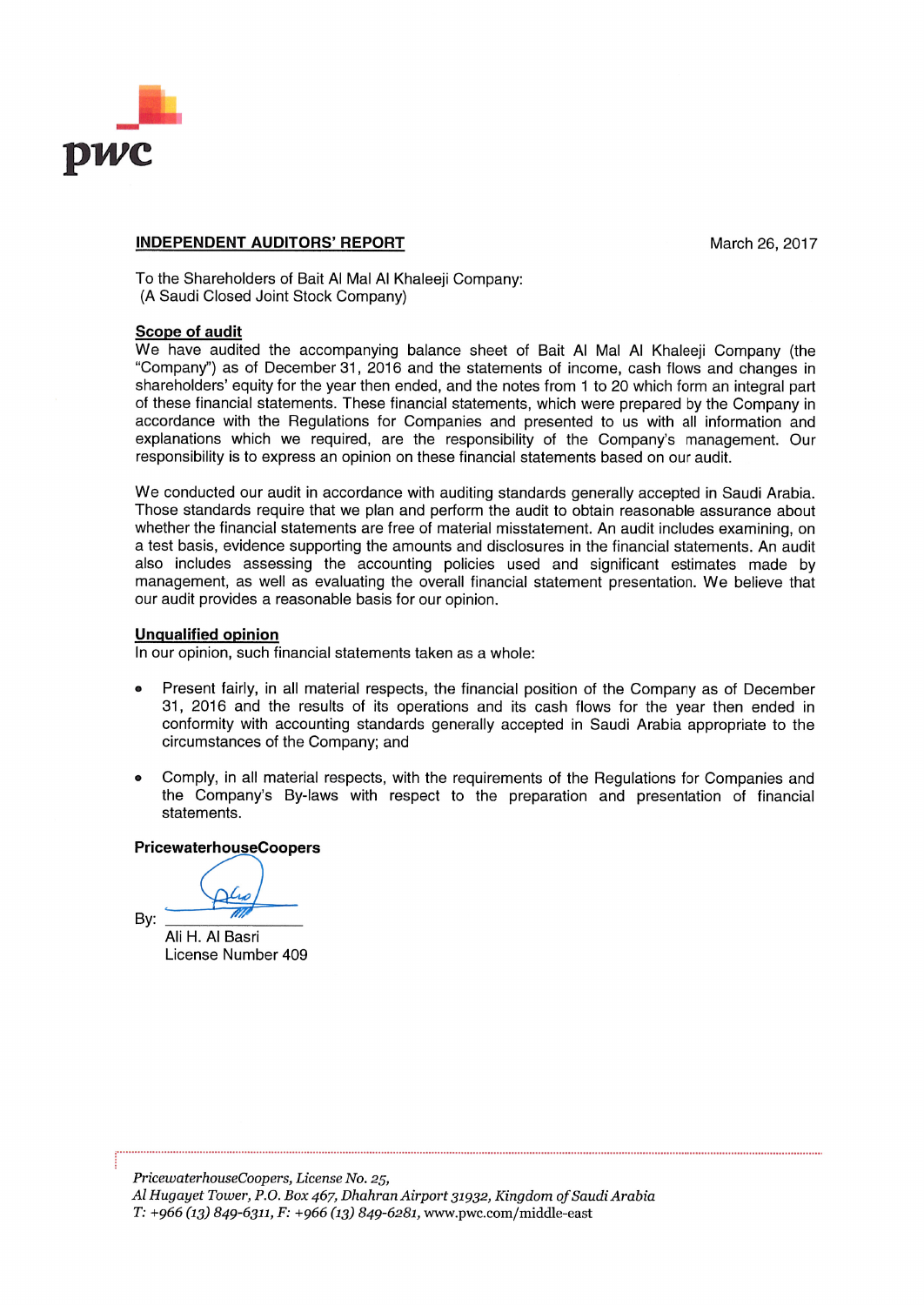## INDEPENDENT AUDITORS' REPORT

March 26, 2017

To the Shareholders of Bait Al Mal Al Khaleeji Company:
(A Saudi Closed Joint Stock Company)

**Scope of audit**

We have audited the accompanying balance sheet of Bait Al Mal Al Khaleeji Company (the "Company") as of December 31, 2016 and the statements of income, cash flows and changes in shareholders' equity for the year then ended, and the notes from 1 to 20 which form an integral part of these financial statements. These financial statements, which were prepared by the Company in accordance with the Regulations for Companies and presented to us with all information and explanations which we required, are the responsibility of the Company's management. Our responsibility is to express an opinion on these financial statements based on our audit.

We conducted our audit in accordance with auditing standards generally accepted in Saudi Arabia. Those standards require that we plan and perform the audit to obtain reasonable assurance about whether the financial statements are free of material misstatement. An audit includes examining, on a test basis, evidence supporting the amounts and disclosures in the financial statements. An audit also includes assessing the accounting policies used and significant estimates made by management, as well as evaluating the overall financial statement presentation. We believe that our audit provides a reasonable basis for our opinion.

**Unqualified opinion**

In our opinion, such financial statements taken as a whole:

- Present fairly, in all material respects, the financial position of the Company as of December 31, 2016 and the results of its operations and its cash flows for the year then ended in conformity with accounting standards generally accepted in Saudi Arabia appropriate to the circumstances of the Company; and

- Comply, in all material respects, with the requirements of the Regulations for Companies and the Company's By-laws with respect to the preparation and presentation of financial statements.

**PricewaterhouseCoopers**

By: \_\_\_\_\_\_\_\_\_\_\_\_\_\_\_\_
Ali H. Al Basri
License Number 409

*PricewaterhouseCoopers, License No. 25,*
*Al Hugayet Tower, P.O. Box 467, Dhahran Airport 31932, Kingdom of Saudi Arabia*
*T: +966 (13) 849-6311, F: +966 (13) 849-6281,* www.pwc.com/middle-east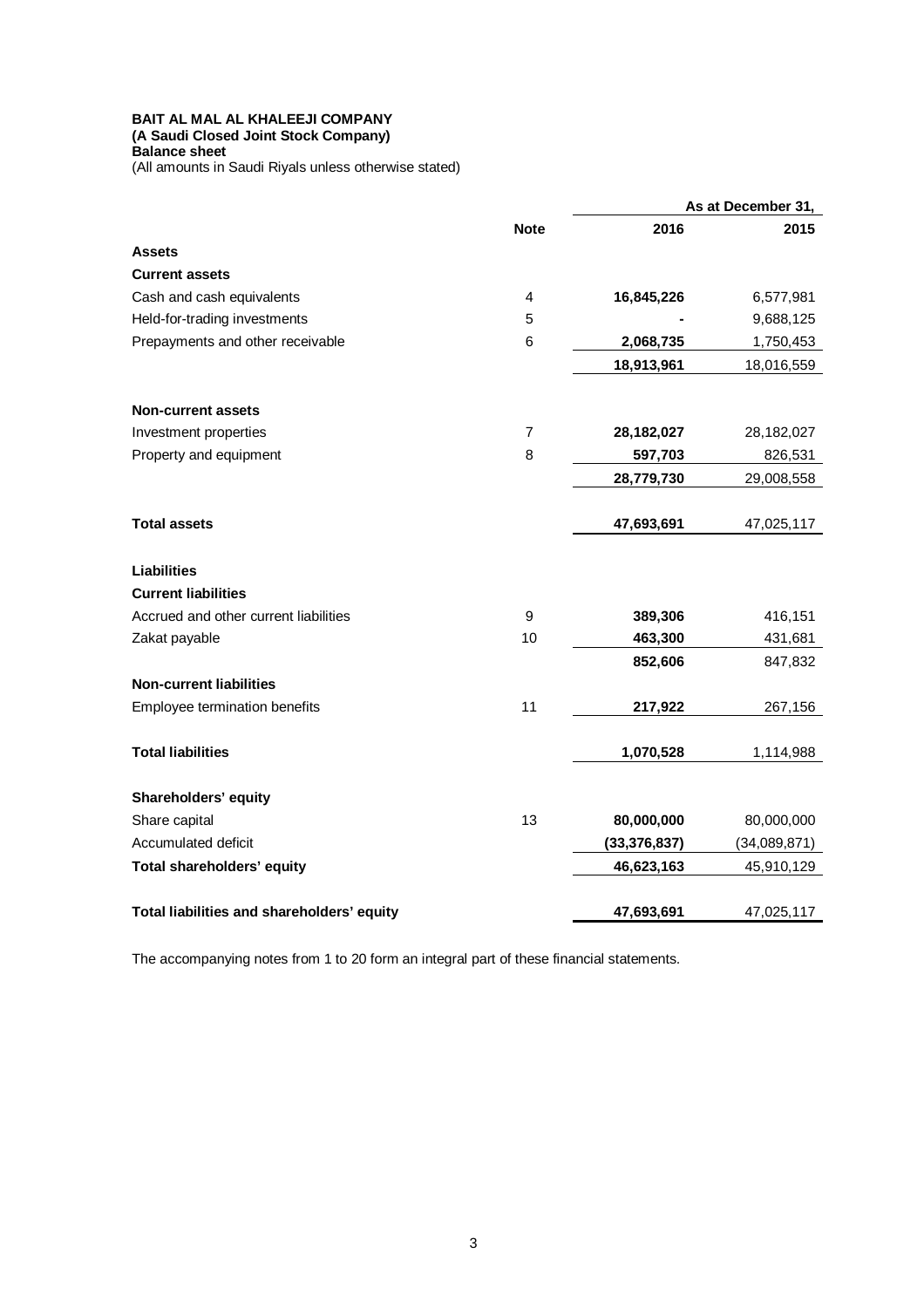**BAIT AL MAL AL KHALEEJI COMPANY**
**(A Saudi Closed Joint Stock Company)**
**Balance sheet**
(All amounts in Saudi Riyals unless otherwise stated)

| | | As at December 31, | |
|---|---|---|---|
| | **Note** | **2016** | **2015** |
| **Assets** | | | |
| **Current assets** | | | |
| Cash and cash equivalents | 4 | **16,845,226** | 6,577,981 |
| Held-for-trading investments | 5 | **-** | 9,688,125 |
| Prepayments and other receivable | 6 | **2,068,735** | 1,750,453 |
| | | **18,913,961** | 18,016,559 |
| **Non-current assets** | | | |
| Investment properties | 7 | **28,182,027** | 28,182,027 |
| Property and equipment | 8 | **597,703** | 826,531 |
| | | **28,779,730** | 29,008,558 |
| **Total assets** | | **47,693,691** | 47,025,117 |
| **Liabilities** | | | |
| **Current liabilities** | | | |
| Accrued and other current liabilities | 9 | **389,306** | 416,151 |
| Zakat payable | 10 | **463,300** | 431,681 |
| | | **852,606** | 847,832 |
| **Non-current liabilities** | | | |
| Employee termination benefits | 11 | **217,922** | 267,156 |
| **Total liabilities** | | **1,070,528** | 1,114,988 |
| **Shareholders' equity** | | | |
| Share capital | 13 | **80,000,000** | 80,000,000 |
| Accumulated deficit | | **(33,376,837)** | (34,089,871) |
| **Total shareholders' equity** | | **46,623,163** | 45,910,129 |
| **Total liabilities and shareholders' equity** | | **47,693,691** | 47,025,117 |

The accompanying notes from 1 to 20 form an integral part of these financial statements.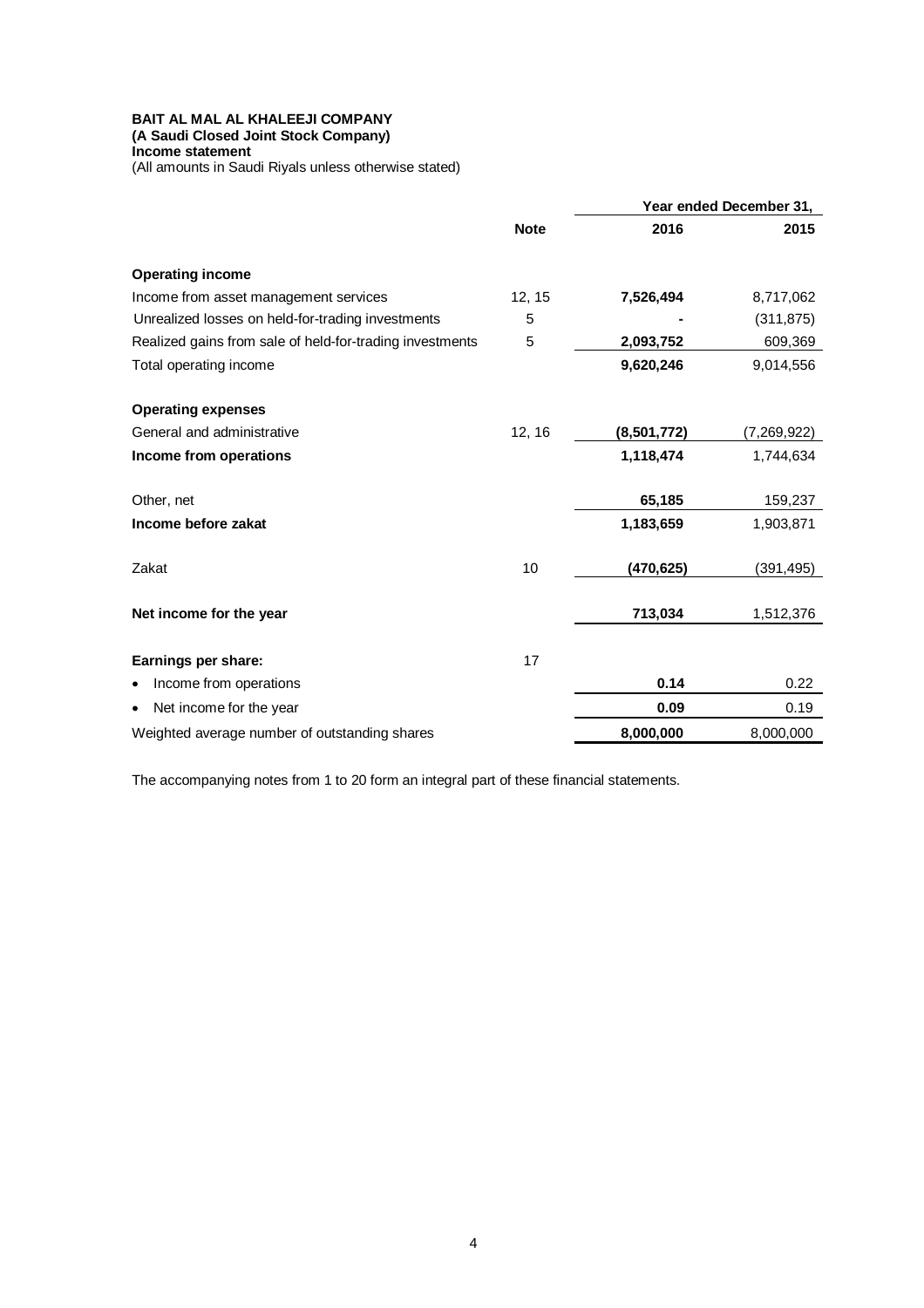**BAIT AL MAL AL KHALEEJI COMPANY**
**(A Saudi Closed Joint Stock Company)**
**Income statement**
(All amounts in Saudi Riyals unless otherwise stated)

| | **Note** | **Year ended December 31, 2016** | **2015** |
|---|---|---|---|
| **Operating income** | | | |
| Income from asset management services | 12, 15 | **7,526,494** | 8,717,062 |
| Unrealized losses on held-for-trading investments | 5 | **-** | (311,875) |
| Realized gains from sale of held-for-trading investments | 5 | **2,093,752** | 609,369 |
| Total operating income | | **9,620,246** | 9,014,556 |
| **Operating expenses** | | | |
| General and administrative | 12, 16 | **(8,501,772)** | (7,269,922) |
| **Income from operations** | | **1,118,474** | 1,744,634 |
| Other, net | | **65,185** | 159,237 |
| **Income before zakat** | | **1,183,659** | 1,903,871 |
| Zakat | 10 | **(470,625)** | (391,495) |
| **Net income for the year** | | **713,034** | 1,512,376 |
| **Earnings per share:** | 17 | | |
| • Income from operations | | **0.14** | 0.22 |
| • Net income for the year | | **0.09** | 0.19 |
| Weighted average number of outstanding shares | | **8,000,000** | 8,000,000 |

The accompanying notes from 1 to 20 form an integral part of these financial statements.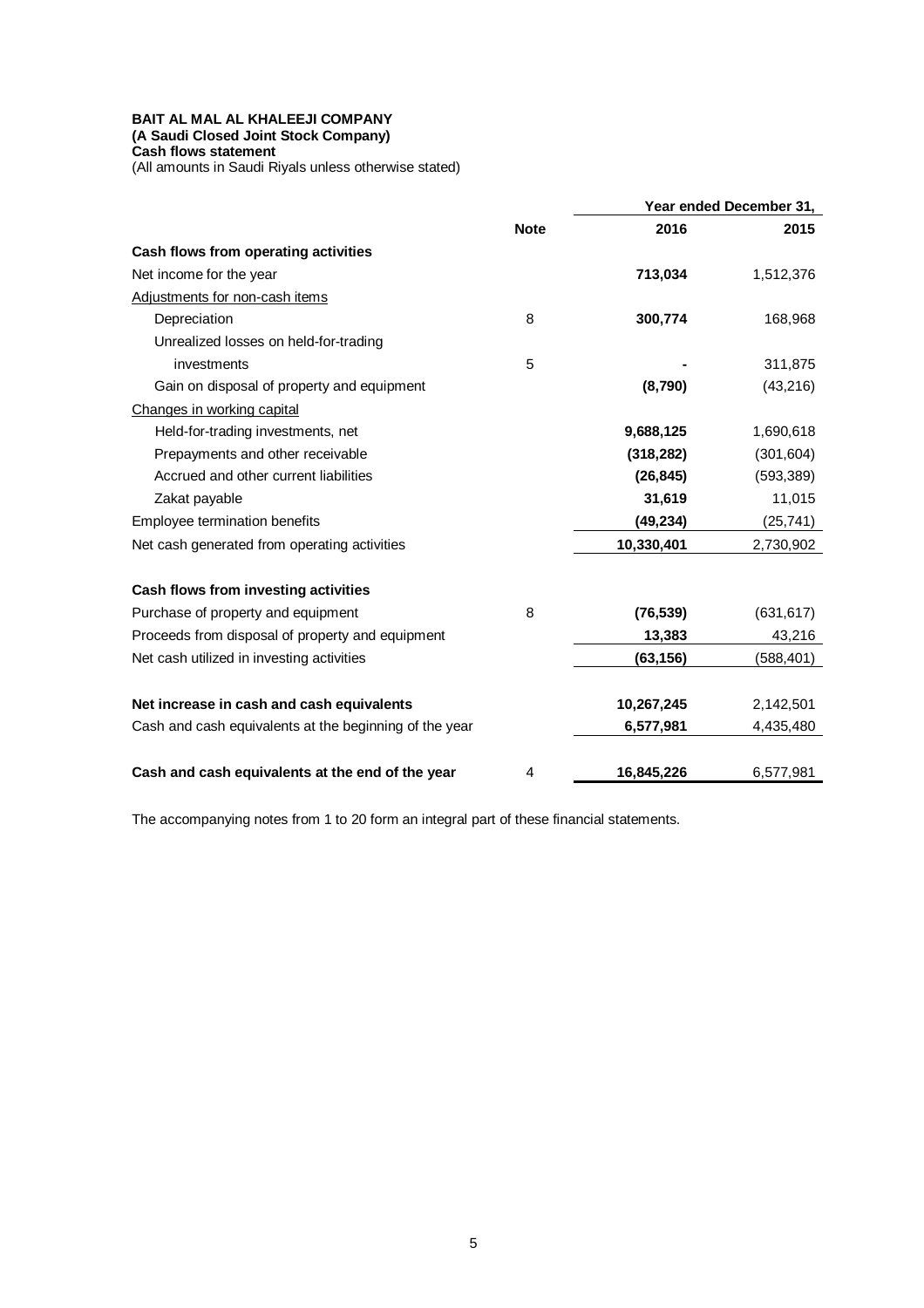**BAIT AL MAL AL KHALEEJI COMPANY**
**(A Saudi Closed Joint Stock Company)**
**Cash flows statement**
(All amounts in Saudi Riyals unless otherwise stated)

| | **Note** | **Year ended December 31, 2016** | **2015** |
|---|---|---|---|
| **Cash flows from operating activities** | | | |
| Net income for the year | | **713,034** | 1,512,376 |
| Adjustments for non-cash items | | | |
| Depreciation | 8 | **300,774** | 168,968 |
| Unrealized losses on held-for-trading investments | 5 | **-** | 311,875 |
| Gain on disposal of property and equipment | | **(8,790)** | (43,216) |
| Changes in working capital | | | |
| Held-for-trading investments, net | | **9,688,125** | 1,690,618 |
| Prepayments and other receivable | | **(318,282)** | (301,604) |
| Accrued and other current liabilities | | **(26,845)** | (593,389) |
| Zakat payable | | **31,619** | 11,015 |
| Employee termination benefits | | **(49,234)** | (25,741) |
| Net cash generated from operating activities | | **10,330,401** | 2,730,902 |
| | | | |
| **Cash flows from investing activities** | | | |
| Purchase of property and equipment | 8 | **(76,539)** | (631,617) |
| Proceeds from disposal of property and equipment | | **13,383** | 43,216 |
| Net cash utilized in investing activities | | **(63,156)** | (588,401) |
| | | | |
| **Net increase in cash and cash equivalents** | | **10,267,245** | 2,142,501 |
| Cash and cash equivalents at the beginning of the year | | **6,577,981** | 4,435,480 |
| | | | |
| **Cash and cash equivalents at the end of the year** | 4 | **16,845,226** | 6,577,981 |

The accompanying notes from 1 to 20 form an integral part of these financial statements.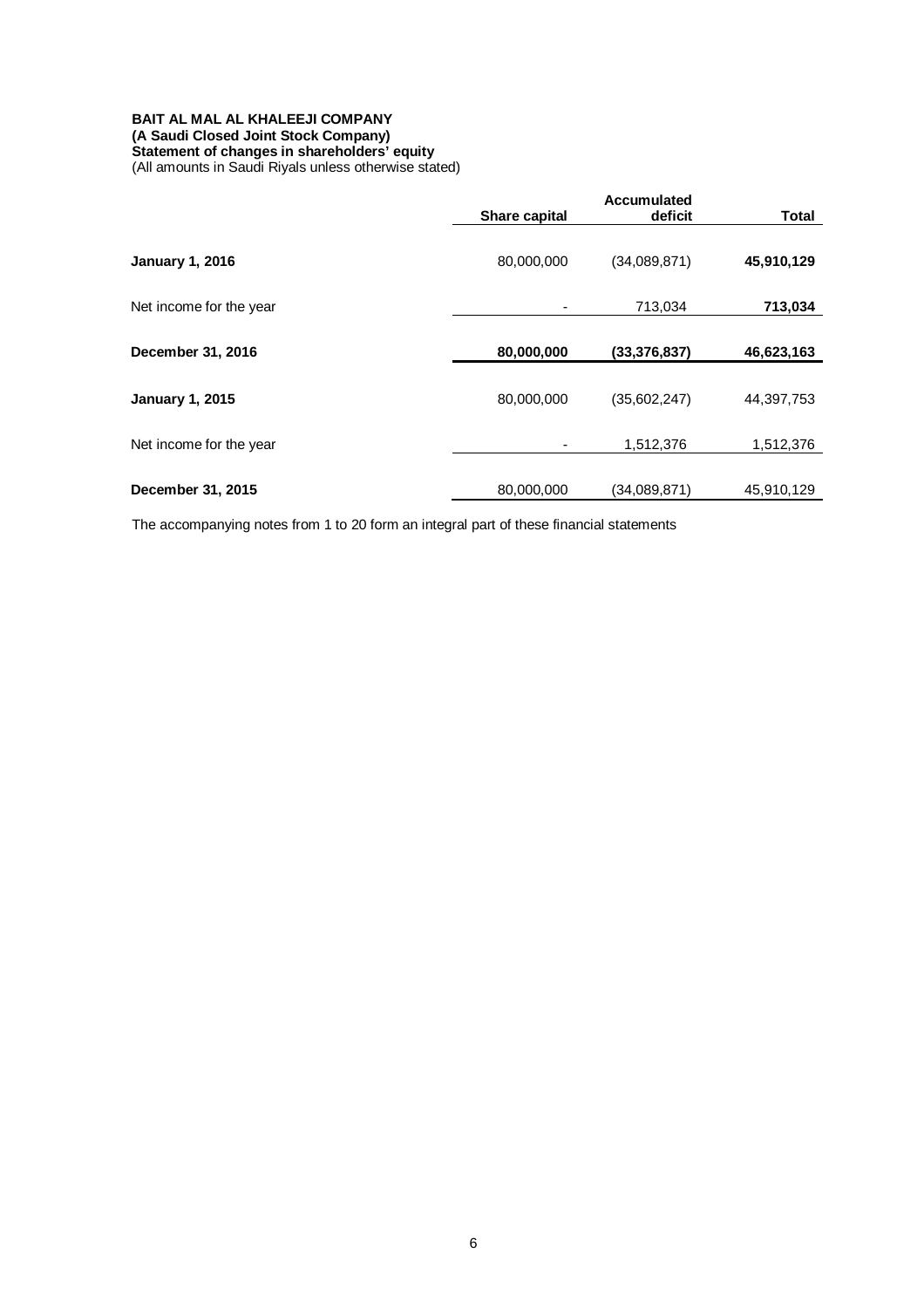**BAIT AL MAL AL KHALEEJI COMPANY**
**(A Saudi Closed Joint Stock Company)**
**Statement of changes in shareholders' equity**
(All amounts in Saudi Riyals unless otherwise stated)

| | Share capital | Accumulated deficit | Total |
|---|---|---|---|
| **January 1, 2016** | 80,000,000 | (34,089,871) | **45,910,129** |
| Net income for the year | - | 713,034 | **713,034** |
| **December 31, 2016** | **80,000,000** | **(33,376,837)** | **46,623,163** |
| **January 1, 2015** | 80,000,000 | (35,602,247) | 44,397,753 |
| Net income for the year | - | 1,512,376 | 1,512,376 |
| **December 31, 2015** | 80,000,000 | (34,089,871) | 45,910,129 |

The accompanying notes from 1 to 20 form an integral part of these financial statements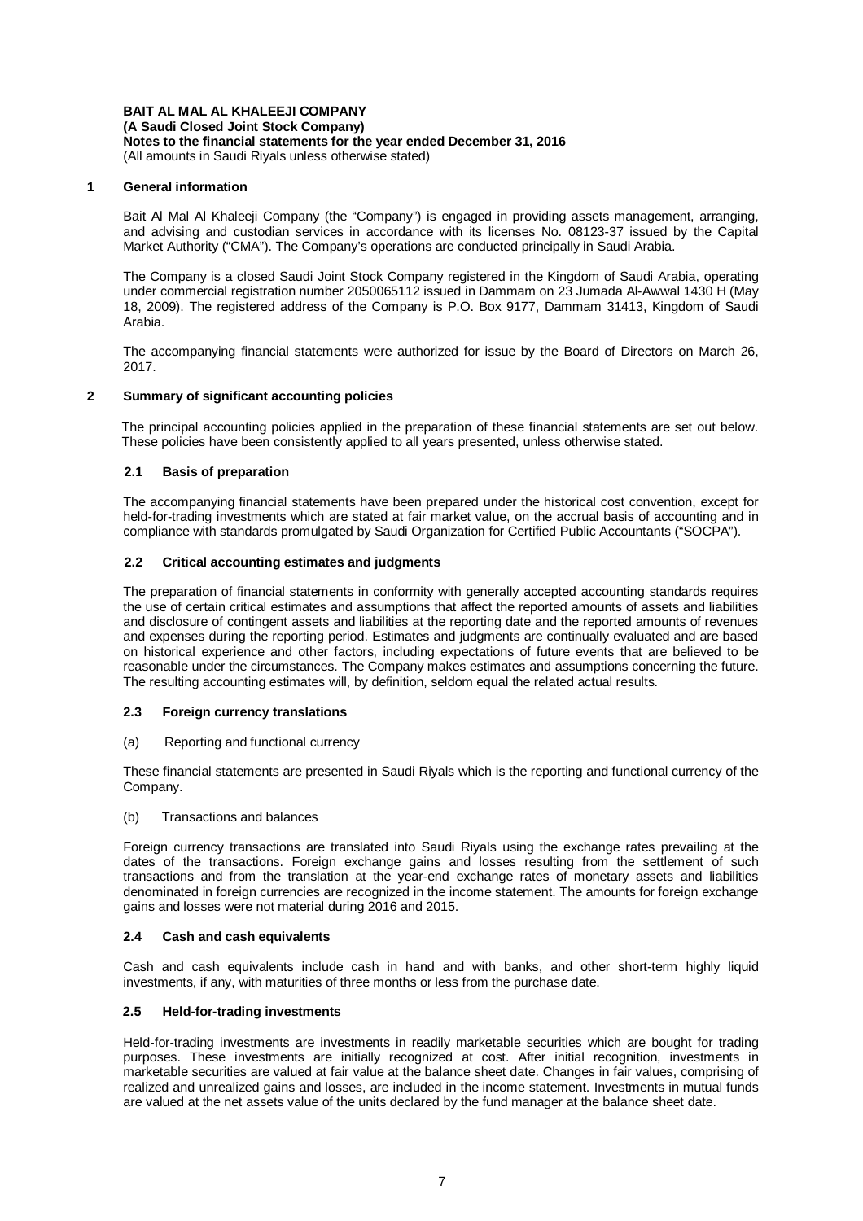**BAIT AL MAL AL KHALEEJI COMPANY**
**(A Saudi Closed Joint Stock Company)**
**Notes to the financial statements for the year ended December 31, 2016**
(All amounts in Saudi Riyals unless otherwise stated)

## 1 General information

Bait Al Mal Al Khaleeji Company (the "Company") is engaged in providing assets management, arranging, and advising and custodian services in accordance with its licenses No. 08123-37 issued by the Capital Market Authority ("CMA"). The Company's operations are conducted principally in Saudi Arabia.

The Company is a closed Saudi Joint Stock Company registered in the Kingdom of Saudi Arabia, operating under commercial registration number 2050065112 issued in Dammam on 23 Jumada Al-Awwal 1430 H (May 18, 2009). The registered address of the Company is P.O. Box 9177, Dammam 31413, Kingdom of Saudi Arabia.

The accompanying financial statements were authorized for issue by the Board of Directors on March 26, 2017.

## 2 Summary of significant accounting policies

The principal accounting policies applied in the preparation of these financial statements are set out below. These policies have been consistently applied to all years presented, unless otherwise stated.

### 2.1 Basis of preparation

The accompanying financial statements have been prepared under the historical cost convention, except for held-for-trading investments which are stated at fair market value, on the accrual basis of accounting and in compliance with standards promulgated by Saudi Organization for Certified Public Accountants ("SOCPA").

### 2.2 Critical accounting estimates and judgments

The preparation of financial statements in conformity with generally accepted accounting standards requires the use of certain critical estimates and assumptions that affect the reported amounts of assets and liabilities and disclosure of contingent assets and liabilities at the reporting date and the reported amounts of revenues and expenses during the reporting period. Estimates and judgments are continually evaluated and are based on historical experience and other factors, including expectations of future events that are believed to be reasonable under the circumstances. The Company makes estimates and assumptions concerning the future. The resulting accounting estimates will, by definition, seldom equal the related actual results.

### 2.3 Foreign currency translations

(a) Reporting and functional currency

These financial statements are presented in Saudi Riyals which is the reporting and functional currency of the Company.

(b) Transactions and balances

Foreign currency transactions are translated into Saudi Riyals using the exchange rates prevailing at the dates of the transactions. Foreign exchange gains and losses resulting from the settlement of such transactions and from the translation at the year-end exchange rates of monetary assets and liabilities denominated in foreign currencies are recognized in the income statement. The amounts for foreign exchange gains and losses were not material during 2016 and 2015.

### 2.4 Cash and cash equivalents

Cash and cash equivalents include cash in hand and with banks, and other short-term highly liquid investments, if any, with maturities of three months or less from the purchase date.

### 2.5 Held-for-trading investments

Held-for-trading investments are investments in readily marketable securities which are bought for trading purposes. These investments are initially recognized at cost. After initial recognition, investments in marketable securities are valued at fair value at the balance sheet date. Changes in fair values, comprising of realized and unrealized gains and losses, are included in the income statement. Investments in mutual funds are valued at the net assets value of the units declared by the fund manager at the balance sheet date.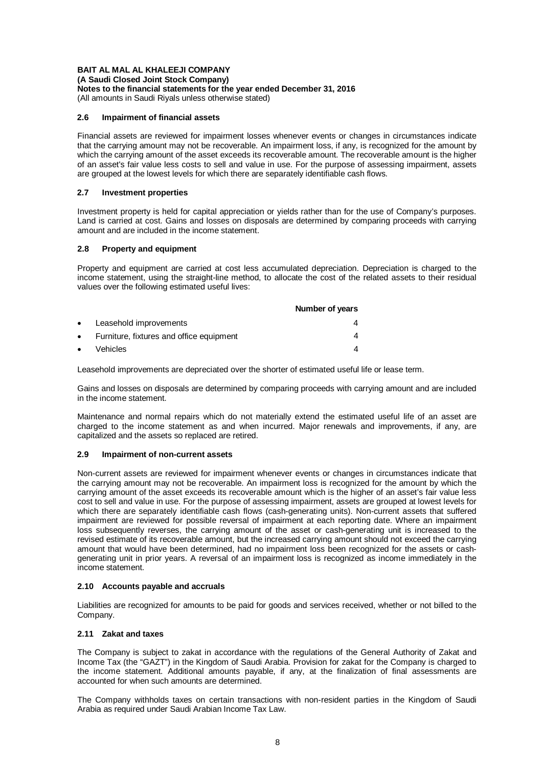**BAIT AL MAL AL KHALEEJI COMPANY**
**(A Saudi Closed Joint Stock Company)**
**Notes to the financial statements for the year ended December 31, 2016**
(All amounts in Saudi Riyals unless otherwise stated)

### 2.6 Impairment of financial assets

Financial assets are reviewed for impairment losses whenever events or changes in circumstances indicate that the carrying amount may not be recoverable. An impairment loss, if any, is recognized for the amount by which the carrying amount of the asset exceeds its recoverable amount. The recoverable amount is the higher of an asset's fair value less costs to sell and value in use. For the purpose of assessing impairment, assets are grouped at the lowest levels for which there are separately identifiable cash flows.

### 2.7 Investment properties

Investment property is held for capital appreciation or yields rather than for the use of Company's purposes. Land is carried at cost. Gains and losses on disposals are determined by comparing proceeds with carrying amount and are included in the income statement.

### 2.8 Property and equipment

Property and equipment are carried at cost less accumulated depreciation. Depreciation is charged to the income statement, using the straight-line method, to allocate the cost of the related assets to their residual values over the following estimated useful lives:

| | Number of years |
|---|---|
| • Leasehold improvements | 4 |
| • Furniture, fixtures and office equipment | 4 |
| • Vehicles | 4 |

Leasehold improvements are depreciated over the shorter of estimated useful life or lease term.

Gains and losses on disposals are determined by comparing proceeds with carrying amount and are included in the income statement.

Maintenance and normal repairs which do not materially extend the estimated useful life of an asset are charged to the income statement as and when incurred. Major renewals and improvements, if any, are capitalized and the assets so replaced are retired.

### 2.9 Impairment of non-current assets

Non-current assets are reviewed for impairment whenever events or changes in circumstances indicate that the carrying amount may not be recoverable. An impairment loss is recognized for the amount by which the carrying amount of the asset exceeds its recoverable amount which is the higher of an asset's fair value less cost to sell and value in use. For the purpose of assessing impairment, assets are grouped at lowest levels for which there are separately identifiable cash flows (cash-generating units). Non-current assets that suffered impairment are reviewed for possible reversal of impairment at each reporting date. Where an impairment loss subsequently reverses, the carrying amount of the asset or cash-generating unit is increased to the revised estimate of its recoverable amount, but the increased carrying amount should not exceed the carrying amount that would have been determined, had no impairment loss been recognized for the assets or cash-generating unit in prior years. A reversal of an impairment loss is recognized as income immediately in the income statement.

### 2.10 Accounts payable and accruals

Liabilities are recognized for amounts to be paid for goods and services received, whether or not billed to the Company.

### 2.11 Zakat and taxes

The Company is subject to zakat in accordance with the regulations of the General Authority of Zakat and Income Tax (the "GAZT") in the Kingdom of Saudi Arabia. Provision for zakat for the Company is charged to the income statement. Additional amounts payable, if any, at the finalization of final assessments are accounted for when such amounts are determined.

The Company withholds taxes on certain transactions with non-resident parties in the Kingdom of Saudi Arabia as required under Saudi Arabian Income Tax Law.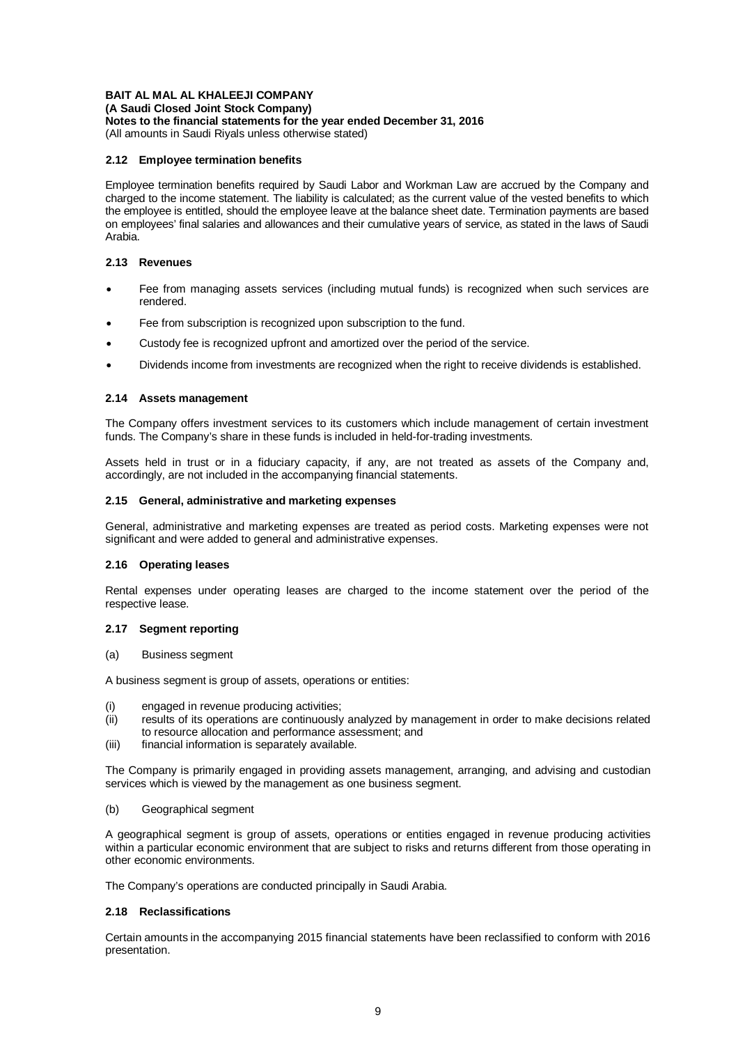**BAIT AL MAL AL KHALEEJI COMPANY**
**(A Saudi Closed Joint Stock Company)**
**Notes to the financial statements for the year ended December 31, 2016**
(All amounts in Saudi Riyals unless otherwise stated)

### 2.12 Employee termination benefits

Employee termination benefits required by Saudi Labor and Workman Law are accrued by the Company and charged to the income statement. The liability is calculated; as the current value of the vested benefits to which the employee is entitled, should the employee leave at the balance sheet date. Termination payments are based on employees' final salaries and allowances and their cumulative years of service, as stated in the laws of Saudi Arabia.

### 2.13 Revenues

- Fee from managing assets services (including mutual funds) is recognized when such services are rendered.
- Fee from subscription is recognized upon subscription to the fund.
- Custody fee is recognized upfront and amortized over the period of the service.
- Dividends income from investments are recognized when the right to receive dividends is established.

### 2.14 Assets management

The Company offers investment services to its customers which include management of certain investment funds. The Company's share in these funds is included in held-for-trading investments.

Assets held in trust or in a fiduciary capacity, if any, are not treated as assets of the Company and, accordingly, are not included in the accompanying financial statements.

### 2.15 General, administrative and marketing expenses

General, administrative and marketing expenses are treated as period costs. Marketing expenses were not significant and were added to general and administrative expenses.

### 2.16 Operating leases

Rental expenses under operating leases are charged to the income statement over the period of the respective lease.

### 2.17 Segment reporting

(a) Business segment

A business segment is group of assets, operations or entities:

(i) engaged in revenue producing activities;
(ii) results of its operations are continuously analyzed by management in order to make decisions related to resource allocation and performance assessment; and
(iii) financial information is separately available.

The Company is primarily engaged in providing assets management, arranging, and advising and custodian services which is viewed by the management as one business segment.

(b) Geographical segment

A geographical segment is group of assets, operations or entities engaged in revenue producing activities within a particular economic environment that are subject to risks and returns different from those operating in other economic environments.

The Company's operations are conducted principally in Saudi Arabia.

### 2.18 Reclassifications

Certain amounts in the accompanying 2015 financial statements have been reclassified to conform with 2016 presentation.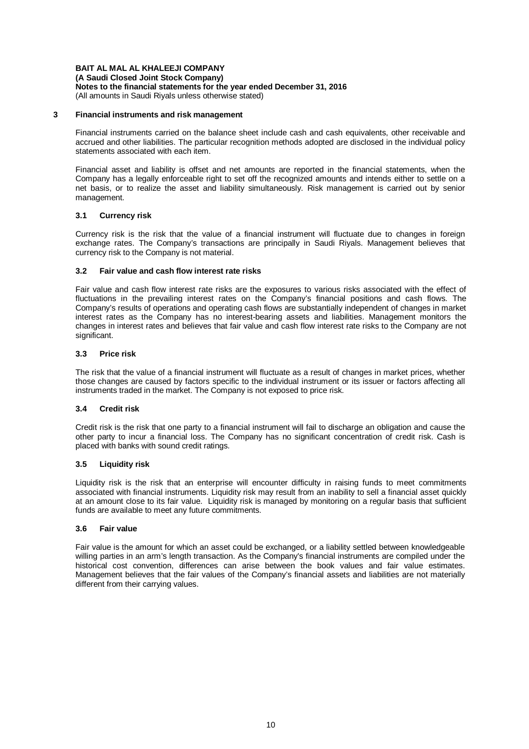**BAIT AL MAL AL KHALEEJI COMPANY**
**(A Saudi Closed Joint Stock Company)**
**Notes to the financial statements for the year ended December 31, 2016**
(All amounts in Saudi Riyals unless otherwise stated)

## 3 Financial instruments and risk management

Financial instruments carried on the balance sheet include cash and cash equivalents, other receivable and accrued and other liabilities. The particular recognition methods adopted are disclosed in the individual policy statements associated with each item.

Financial asset and liability is offset and net amounts are reported in the financial statements, when the Company has a legally enforceable right to set off the recognized amounts and intends either to settle on a net basis, or to realize the asset and liability simultaneously. Risk management is carried out by senior management.

### 3.1 Currency risk

Currency risk is the risk that the value of a financial instrument will fluctuate due to changes in foreign exchange rates. The Company's transactions are principally in Saudi Riyals. Management believes that currency risk to the Company is not material.

### 3.2 Fair value and cash flow interest rate risks

Fair value and cash flow interest rate risks are the exposures to various risks associated with the effect of fluctuations in the prevailing interest rates on the Company's financial positions and cash flows. The Company's results of operations and operating cash flows are substantially independent of changes in market interest rates as the Company has no interest-bearing assets and liabilities. Management monitors the changes in interest rates and believes that fair value and cash flow interest rate risks to the Company are not significant.

### 3.3 Price risk

The risk that the value of a financial instrument will fluctuate as a result of changes in market prices, whether those changes are caused by factors specific to the individual instrument or its issuer or factors affecting all instruments traded in the market. The Company is not exposed to price risk.

### 3.4 Credit risk

Credit risk is the risk that one party to a financial instrument will fail to discharge an obligation and cause the other party to incur a financial loss. The Company has no significant concentration of credit risk. Cash is placed with banks with sound credit ratings.

### 3.5 Liquidity risk

Liquidity risk is the risk that an enterprise will encounter difficulty in raising funds to meet commitments associated with financial instruments. Liquidity risk may result from an inability to sell a financial asset quickly at an amount close to its fair value. Liquidity risk is managed by monitoring on a regular basis that sufficient funds are available to meet any future commitments.

### 3.6 Fair value

Fair value is the amount for which an asset could be exchanged, or a liability settled between knowledgeable willing parties in an arm's length transaction. As the Company's financial instruments are compiled under the historical cost convention, differences can arise between the book values and fair value estimates. Management believes that the fair values of the Company's financial assets and liabilities are not materially different from their carrying values.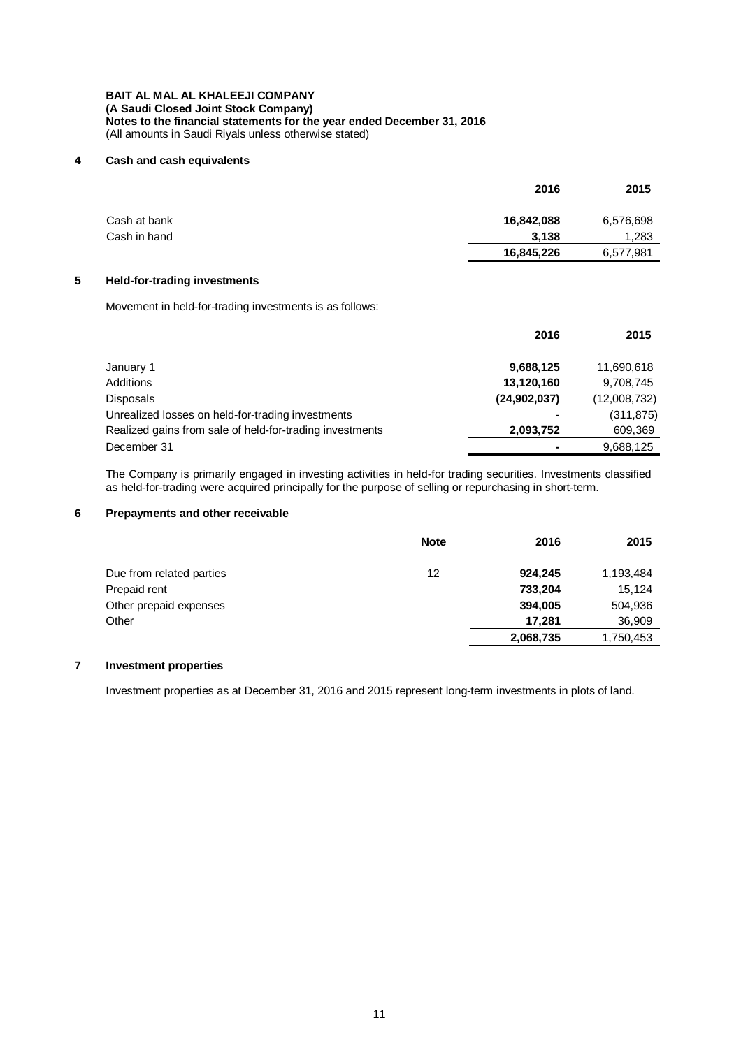**BAIT AL MAL AL KHALEEJI COMPANY**
**(A Saudi Closed Joint Stock Company)**
**Notes to the financial statements for the year ended December 31, 2016**
(All amounts in Saudi Riyals unless otherwise stated)

## 4 Cash and cash equivalents

| | 2016 | 2015 |
|---|---|---|
| Cash at bank | **16,842,088** | 6,576,698 |
| Cash in hand | **3,138** | 1,283 |
| | **16,845,226** | 6,577,981 |

## 5 Held-for-trading investments

Movement in held-for-trading investments is as follows:

| | 2016 | 2015 |
|---|---|---|
| January 1 | **9,688,125** | 11,690,618 |
| Additions | **13,120,160** | 9,708,745 |
| Disposals | **(24,902,037)** | (12,008,732) |
| Unrealized losses on held-for-trading investments | **-** | (311,875) |
| Realized gains from sale of held-for-trading investments | **2,093,752** | 609,369 |
| December 31 | **-** | 9,688,125 |

The Company is primarily engaged in investing activities in held-for trading securities. Investments classified as held-for-trading were acquired principally for the purpose of selling or repurchasing in short-term.

## 6 Prepayments and other receivable

| | Note | 2016 | 2015 |
|---|---|---|---|
| Due from related parties | 12 | **924,245** | 1,193,484 |
| Prepaid rent | | **733,204** | 15,124 |
| Other prepaid expenses | | **394,005** | 504,936 |
| Other | | **17,281** | 36,909 |
| | | **2,068,735** | 1,750,453 |

## 7 Investment properties

Investment properties as at December 31, 2016 and 2015 represent long-term investments in plots of land.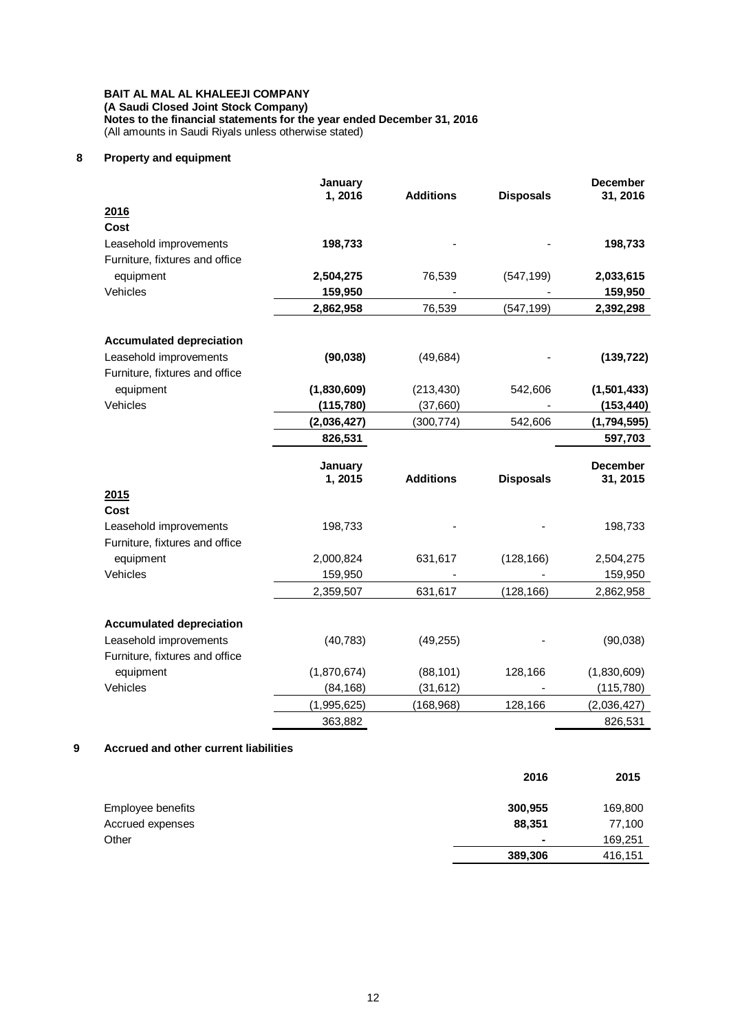**BAIT AL MAL AL KHALEEJI COMPANY**
**(A Saudi Closed Joint Stock Company)**
**Notes to the financial statements for the year ended December 31, 2016**
(All amounts in Saudi Riyals unless otherwise stated)

## 8 Property and equipment

| | January 1, 2016 | Additions | Disposals | December 31, 2016 |
|---|---|---|---|---|
| **2016** | | | | |
| **Cost** | | | | |
| Leasehold improvements | **198,733** | - | - | **198,733** |
| Furniture, fixtures and office equipment | **2,504,275** | 76,539 | (547,199) | **2,033,615** |
| Vehicles | **159,950** | - | - | **159,950** |
| | **2,862,958** | 76,539 | (547,199) | **2,392,298** |
| **Accumulated depreciation** | | | | |
| Leasehold improvements | **(90,038)** | (49,684) | - | **(139,722)** |
| Furniture, fixtures and office equipment | **(1,830,609)** | (213,430) | 542,606 | **(1,501,433)** |
| Vehicles | **(115,780)** | (37,660) | - | **(153,440)** |
| | **(2,036,427)** | (300,774) | 542,606 | **(1,794,595)** |
| | **826,531** | | | **597,703** |

| | January 1, 2015 | Additions | Disposals | December 31, 2015 |
|---|---|---|---|---|
| **2015** | | | | |
| **Cost** | | | | |
| Leasehold improvements | 198,733 | - | - | 198,733 |
| Furniture, fixtures and office equipment | 2,000,824 | 631,617 | (128,166) | 2,504,275 |
| Vehicles | 159,950 | - | - | 159,950 |
| | 2,359,507 | 631,617 | (128,166) | 2,862,958 |
| **Accumulated depreciation** | | | | |
| Leasehold improvements | (40,783) | (49,255) | - | (90,038) |
| Furniture, fixtures and office equipment | (1,870,674) | (88,101) | 128,166 | (1,830,609) |
| Vehicles | (84,168) | (31,612) | - | (115,780) |
| | (1,995,625) | (168,968) | 128,166 | (2,036,427) |
| | 363,882 | | | 826,531 |

## 9 Accrued and other current liabilities

| | 2016 | 2015 |
|---|---|---|
| Employee benefits | **300,955** | 169,800 |
| Accrued expenses | **88,351** | 77,100 |
| Other | **-** | 169,251 |
| | **389,306** | 416,151 |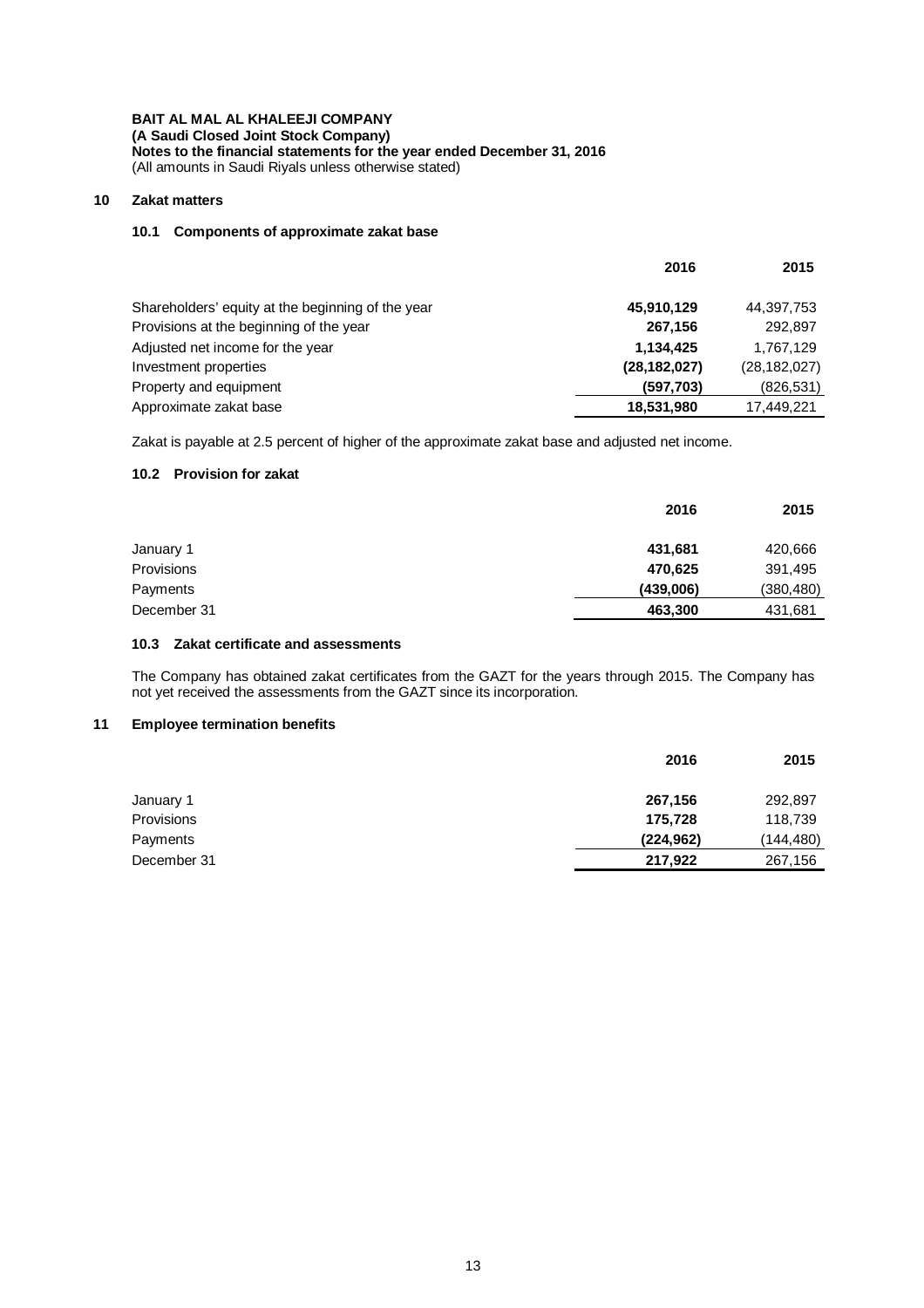**BAIT AL MAL AL KHALEEJI COMPANY**
**(A Saudi Closed Joint Stock Company)**
**Notes to the financial statements for the year ended December 31, 2016**
(All amounts in Saudi Riyals unless otherwise stated)

## 10 Zakat matters

### 10.1 Components of approximate zakat base

| | 2016 | 2015 |
|---|---|---|
| Shareholders' equity at the beginning of the year | **45,910,129** | 44,397,753 |
| Provisions at the beginning of the year | **267,156** | 292,897 |
| Adjusted net income for the year | **1,134,425** | 1,767,129 |
| Investment properties | **(28,182,027)** | (28,182,027) |
| Property and equipment | **(597,703)** | (826,531) |
| Approximate zakat base | **18,531,980** | 17,449,221 |

Zakat is payable at 2.5 percent of higher of the approximate zakat base and adjusted net income.

### 10.2 Provision for zakat

| | 2016 | 2015 |
|---|---|---|
| January 1 | **431,681** | 420,666 |
| Provisions | **470,625** | 391,495 |
| Payments | **(439,006)** | (380,480) |
| December 31 | **463,300** | 431,681 |

### 10.3 Zakat certificate and assessments

The Company has obtained zakat certificates from the GAZT for the years through 2015. The Company has not yet received the assessments from the GAZT since its incorporation.

## 11 Employee termination benefits

| | 2016 | 2015 |
|---|---|---|
| January 1 | **267,156** | 292,897 |
| Provisions | **175,728** | 118,739 |
| Payments | **(224,962)** | (144,480) |
| December 31 | **217,922** | 267,156 |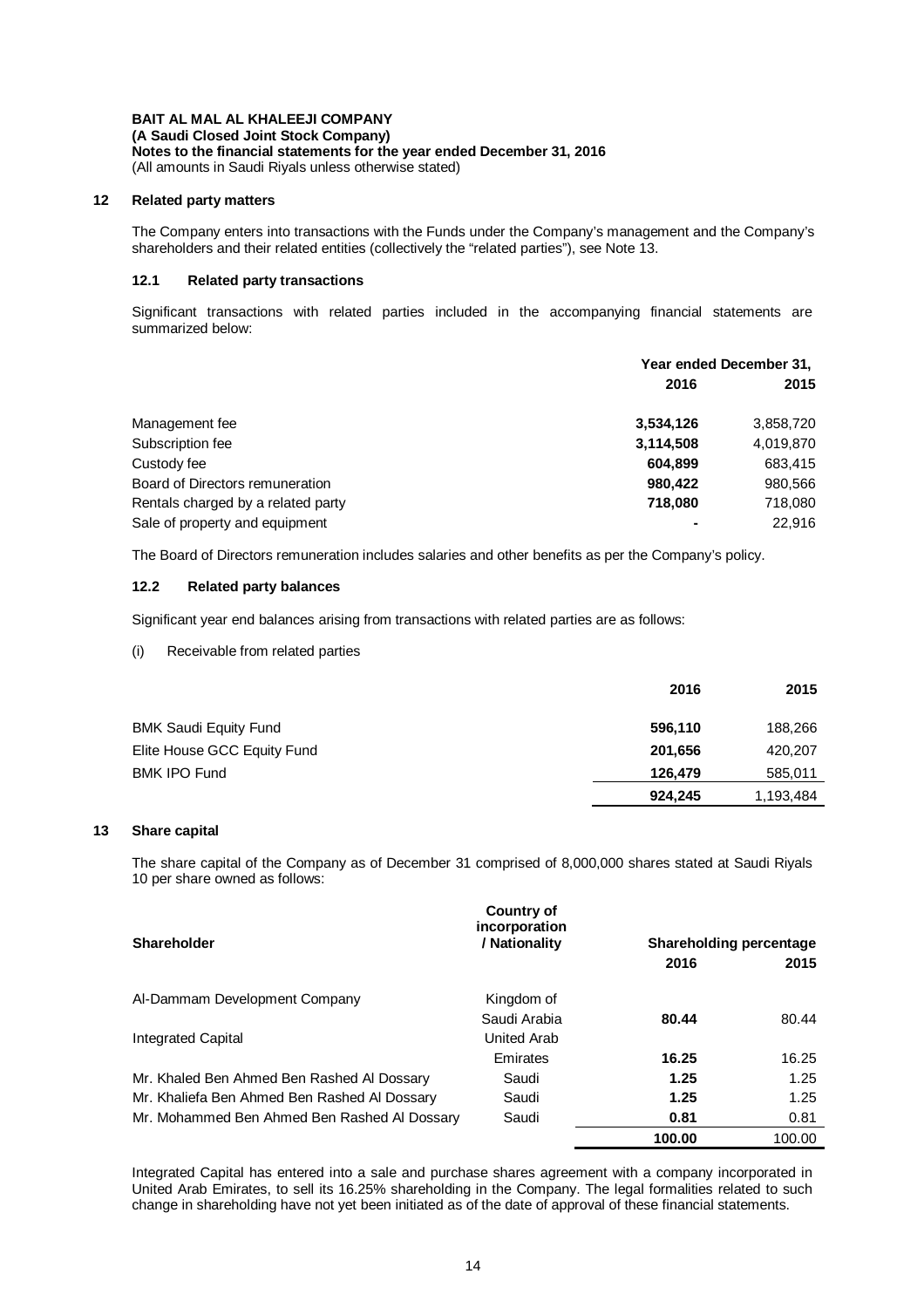**BAIT AL MAL AL KHALEEJI COMPANY**
**(A Saudi Closed Joint Stock Company)**
**Notes to the financial statements for the year ended December 31, 2016**
(All amounts in Saudi Riyals unless otherwise stated)

## 12 Related party matters

The Company enters into transactions with the Funds under the Company's management and the Company's shareholders and their related entities (collectively the "related parties"), see Note 13.

### 12.1 Related party transactions

Significant transactions with related parties included in the accompanying financial statements are summarized below:

| | Year ended December 31, | |
|---|---|---|
| | **2016** | **2015** |
| Management fee | **3,534,126** | 3,858,720 |
| Subscription fee | **3,114,508** | 4,019,870 |
| Custody fee | **604,899** | 683,415 |
| Board of Directors remuneration | **980,422** | 980,566 |
| Rentals charged by a related party | **718,080** | 718,080 |
| Sale of property and equipment | **-** | 22,916 |

The Board of Directors remuneration includes salaries and other benefits as per the Company's policy.

### 12.2 Related party balances

Significant year end balances arising from transactions with related parties are as follows:

(i) Receivable from related parties

| | **2016** | **2015** |
|---|---|---|
| BMK Saudi Equity Fund | **596,110** | 188,266 |
| Elite House GCC Equity Fund | **201,656** | 420,207 |
| BMK IPO Fund | **126,479** | 585,011 |
| | **924,245** | 1,193,484 |

## 13 Share capital

The share capital of the Company as of December 31 comprised of 8,000,000 shares stated at Saudi Riyals 10 per share owned as follows:

| Shareholder | Country of incorporation / Nationality | Shareholding percentage | |
|---|---|---|---|
| | | **2016** | **2015** |
| Al-Dammam Development Company | Kingdom of Saudi Arabia | **80.44** | 80.44 |
| Integrated Capital | United Arab Emirates | **16.25** | 16.25 |
| Mr. Khaled Ben Ahmed Ben Rashed Al Dossary | Saudi | **1.25** | 1.25 |
| Mr. Khaliefa Ben Ahmed Ben Rashed Al Dossary | Saudi | **1.25** | 1.25 |
| Mr. Mohammed Ben Ahmed Ben Rashed Al Dossary | Saudi | **0.81** | 0.81 |
| | | **100.00** | 100.00 |

Integrated Capital has entered into a sale and purchase shares agreement with a company incorporated in United Arab Emirates, to sell its 16.25% shareholding in the Company. The legal formalities related to such change in shareholding have not yet been initiated as of the date of approval of these financial statements.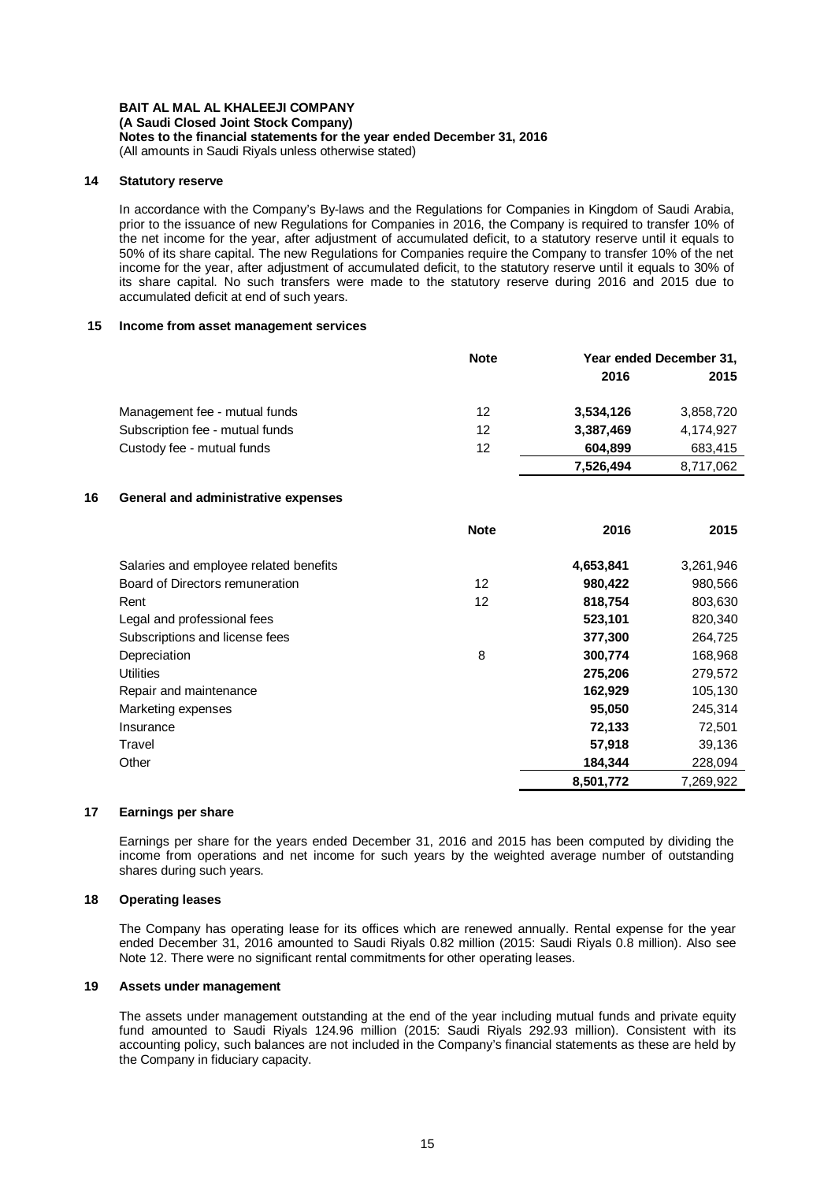**BAIT AL MAL AL KHALEEJI COMPANY**
**(A Saudi Closed Joint Stock Company)**
**Notes to the financial statements for the year ended December 31, 2016**
(All amounts in Saudi Riyals unless otherwise stated)

## 14 Statutory reserve

In accordance with the Company's By-laws and the Regulations for Companies in Kingdom of Saudi Arabia, prior to the issuance of new Regulations for Companies in 2016, the Company is required to transfer 10% of the net income for the year, after adjustment of accumulated deficit, to a statutory reserve until it equals to 50% of its share capital. The new Regulations for Companies require the Company to transfer 10% of the net income for the year, after adjustment of accumulated deficit, to the statutory reserve until it equals to 30% of its share capital. No such transfers were made to the statutory reserve during 2016 and 2015 due to accumulated deficit at end of such years.

## 15 Income from asset management services

| | Note | Year ended December 31, 2016 | 2015 |
|---|---|---|---|
| Management fee - mutual funds | 12 | **3,534,126** | 3,858,720 |
| Subscription fee - mutual funds | 12 | **3,387,469** | 4,174,927 |
| Custody fee - mutual funds | 12 | **604,899** | 683,415 |
| | | **7,526,494** | 8,717,062 |

## 16 General and administrative expenses

| | Note | 2016 | 2015 |
|---|---|---|---|
| Salaries and employee related benefits | | **4,653,841** | 3,261,946 |
| Board of Directors remuneration | 12 | **980,422** | 980,566 |
| Rent | 12 | **818,754** | 803,630 |
| Legal and professional fees | | **523,101** | 820,340 |
| Subscriptions and license fees | | **377,300** | 264,725 |
| Depreciation | 8 | **300,774** | 168,968 |
| Utilities | | **275,206** | 279,572 |
| Repair and maintenance | | **162,929** | 105,130 |
| Marketing expenses | | **95,050** | 245,314 |
| Insurance | | **72,133** | 72,501 |
| Travel | | **57,918** | 39,136 |
| Other | | **184,344** | 228,094 |
| | | **8,501,772** | 7,269,922 |

## 17 Earnings per share

Earnings per share for the years ended December 31, 2016 and 2015 has been computed by dividing the income from operations and net income for such years by the weighted average number of outstanding shares during such years.

## 18 Operating leases

The Company has operating lease for its offices which are renewed annually. Rental expense for the year ended December 31, 2016 amounted to Saudi Riyals 0.82 million (2015: Saudi Riyals 0.8 million). Also see Note 12. There were no significant rental commitments for other operating leases.

## 19 Assets under management

The assets under management outstanding at the end of the year including mutual funds and private equity fund amounted to Saudi Riyals 124.96 million (2015: Saudi Riyals 292.93 million). Consistent with its accounting policy, such balances are not included in the Company's financial statements as these are held by the Company in fiduciary capacity.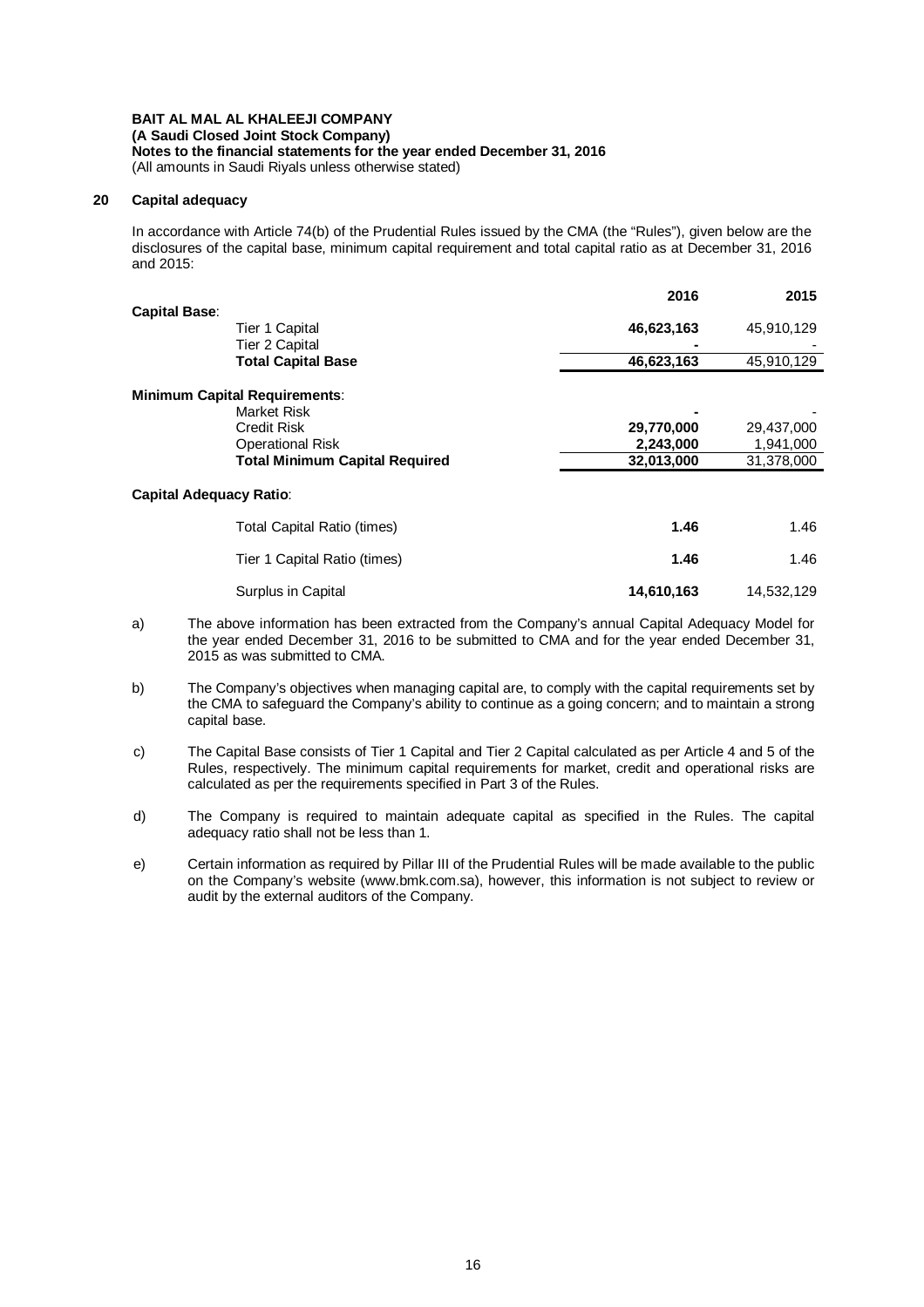**BAIT AL MAL AL KHALEEJI COMPANY**
**(A Saudi Closed Joint Stock Company)**
**Notes to the financial statements for the year ended December 31, 2016**
(All amounts in Saudi Riyals unless otherwise stated)

## 20 Capital adequacy

In accordance with Article 74(b) of the Prudential Rules issued by the CMA (the "Rules"), given below are the disclosures of the capital base, minimum capital requirement and total capital ratio as at December 31, 2016 and 2015:

| | 2016 | 2015 |
|---|---|---|
| **Capital Base**: | | |
| Tier 1 Capital | **46,623,163** | 45,910,129 |
| Tier 2 Capital | **-** | - |
| **Total Capital Base** | **46,623,163** | 45,910,129 |
| **Minimum Capital Requirements**: | | |
| Market Risk | **-** | - |
| Credit Risk | **29,770,000** | 29,437,000 |
| Operational Risk | **2,243,000** | 1,941,000 |
| **Total Minimum Capital Required** | **32,013,000** | 31,378,000 |
| **Capital Adequacy Ratio**: | | |
| Total Capital Ratio (times) | **1.46** | 1.46 |
| Tier 1 Capital Ratio (times) | **1.46** | 1.46 |
| Surplus in Capital | **14,610,163** | 14,532,129 |

a) The above information has been extracted from the Company's annual Capital Adequacy Model for the year ended December 31, 2016 to be submitted to CMA and for the year ended December 31, 2015 as was submitted to CMA.

b) The Company's objectives when managing capital are, to comply with the capital requirements set by the CMA to safeguard the Company's ability to continue as a going concern; and to maintain a strong capital base.

c) The Capital Base consists of Tier 1 Capital and Tier 2 Capital calculated as per Article 4 and 5 of the Rules, respectively. The minimum capital requirements for market, credit and operational risks are calculated as per the requirements specified in Part 3 of the Rules.

d) The Company is required to maintain adequate capital as specified in the Rules. The capital adequacy ratio shall not be less than 1.

e) Certain information as required by Pillar III of the Prudential Rules will be made available to the public on the Company's website (www.bmk.com.sa), however, this information is not subject to review or audit by the external auditors of the Company.